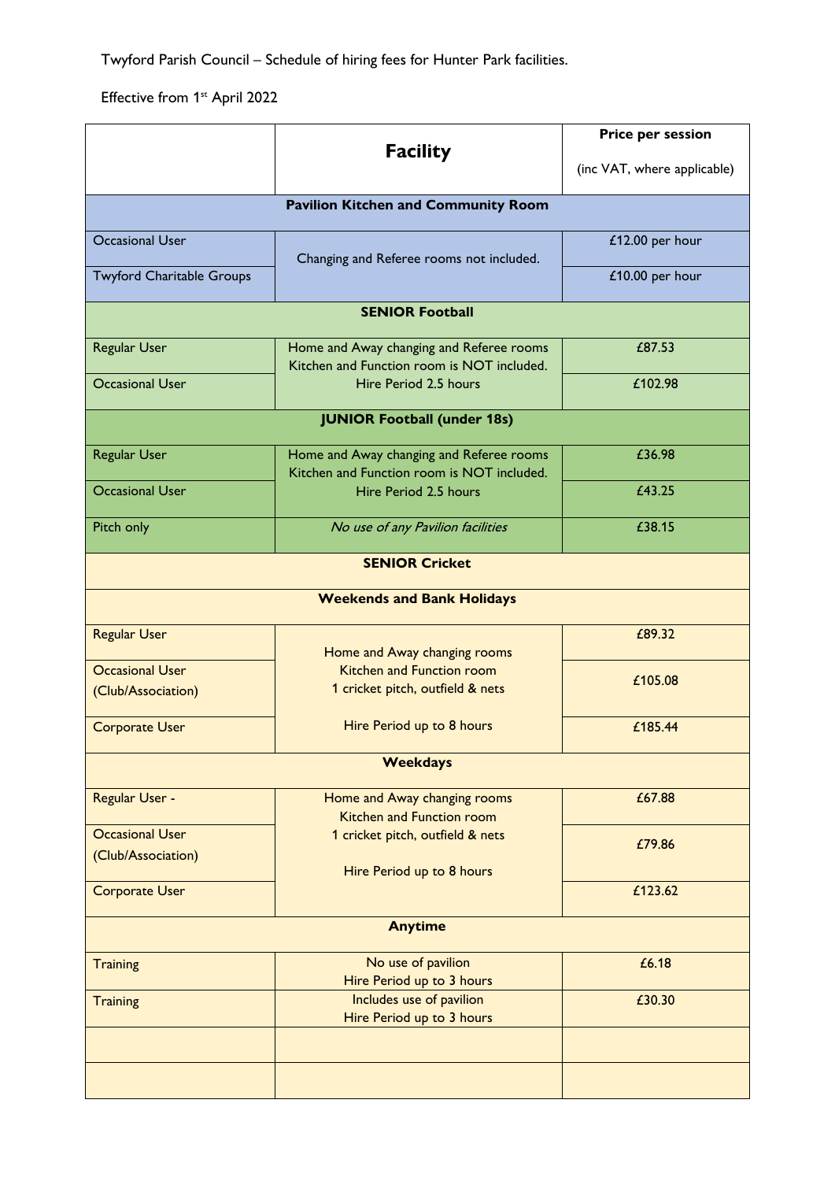Twyford Parish Council – Schedule of hiring fees for Hunter Park facilities.

Effective from 1st April 2022

| | Facility | Price per session (inc VAT, where applicable) |
|---|---|---|
| **Pavilion Kitchen and Community Room** | | |
| Occasional User | Changing and Referee rooms not included. | £12.00 per hour |
| Twyford Charitable Groups | | £10.00 per hour |
| **SENIOR Football** | | |
| Regular User | Home and Away changing and Referee rooms Kitchen and Function room is NOT included. Hire Period 2.5 hours | £87.53 |
| Occasional User | | £102.98 |
| **JUNIOR Football (under 18s)** | | |
| Regular User | Home and Away changing and Referee rooms Kitchen and Function room is NOT included. Hire Period 2.5 hours | £36.98 |
| Occasional User | | £43.25 |
| Pitch only | *No use of any Pavilion facilities* | £38.15 |
| **SENIOR Cricket** | | |
| **Weekends and Bank Holidays** | | |
| Regular User | Home and Away changing rooms Kitchen and Function room 1 cricket pitch, outfield & nets Hire Period up to 8 hours | £89.32 |
| Occasional User (Club/Association) | | £105.08 |
| Corporate User | | £185.44 |
| **Weekdays** | | |
| Regular User - | Home and Away changing rooms Kitchen and Function room 1 cricket pitch, outfield & nets Hire Period up to 8 hours | £67.88 |
| Occasional User (Club/Association) | | £79.86 |
| Corporate User | | £123.62 |
| **Anytime** | | |
| Training | No use of pavilion Hire Period up to 3 hours | £6.18 |
| Training | Includes use of pavilion Hire Period up to 3 hours | £30.30 |
| | | |
| | | |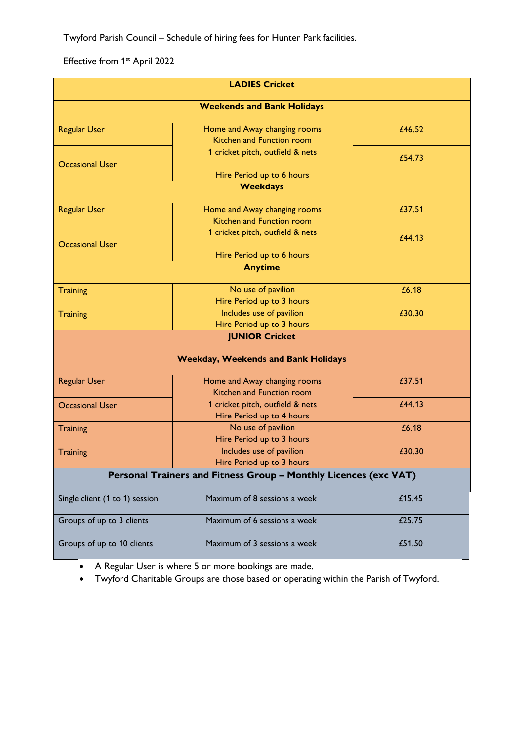Twyford Parish Council – Schedule of hiring fees for Hunter Park facilities.

Effective from 1st April 2022

| LADIES Cricket | | |
|---|---|---|
| **Weekends and Bank Holidays** | | |
| Regular User | Home and Away changing rooms<br>Kitchen and Function room<br>1 cricket pitch, outfield & nets<br>Hire Period up to 6 hours | £46.52 |
| Occasional User | | £54.73 |
| **Weekdays** | | |
| Regular User | Home and Away changing rooms<br>Kitchen and Function room<br>1 cricket pitch, outfield & nets<br>Hire Period up to 6 hours | £37.51 |
| Occasional User | | £44.13 |
| **Anytime** | | |
| Training | No use of pavilion<br>Hire Period up to 3 hours | £6.18 |
| Training | Includes use of pavilion<br>Hire Period up to 3 hours | £30.30 |
| **JUNIOR Cricket** | | |
| **Weekday, Weekends and Bank Holidays** | | |
| Regular User | Home and Away changing rooms<br>Kitchen and Function room<br>1 cricket pitch, outfield & nets<br>Hire Period up to 4 hours | £37.51 |
| Occasional User | | £44.13 |
| Training | No use of pavilion<br>Hire Period up to 3 hours | £6.18 |
| Training | Includes use of pavilion<br>Hire Period up to 3 hours | £30.30 |
| **Personal Trainers and Fitness Group – Monthly Licences (exc VAT)** | | |
| Single client (1 to 1) session | Maximum of 8 sessions a week | £15.45 |
| Groups of up to 3 clients | Maximum of 6 sessions a week | £25.75 |
| Groups of up to 10 clients | Maximum of 3 sessions a week | £51.50 |

- A Regular User is where 5 or more bookings are made.
- Twyford Charitable Groups are those based or operating within the Parish of Twyford.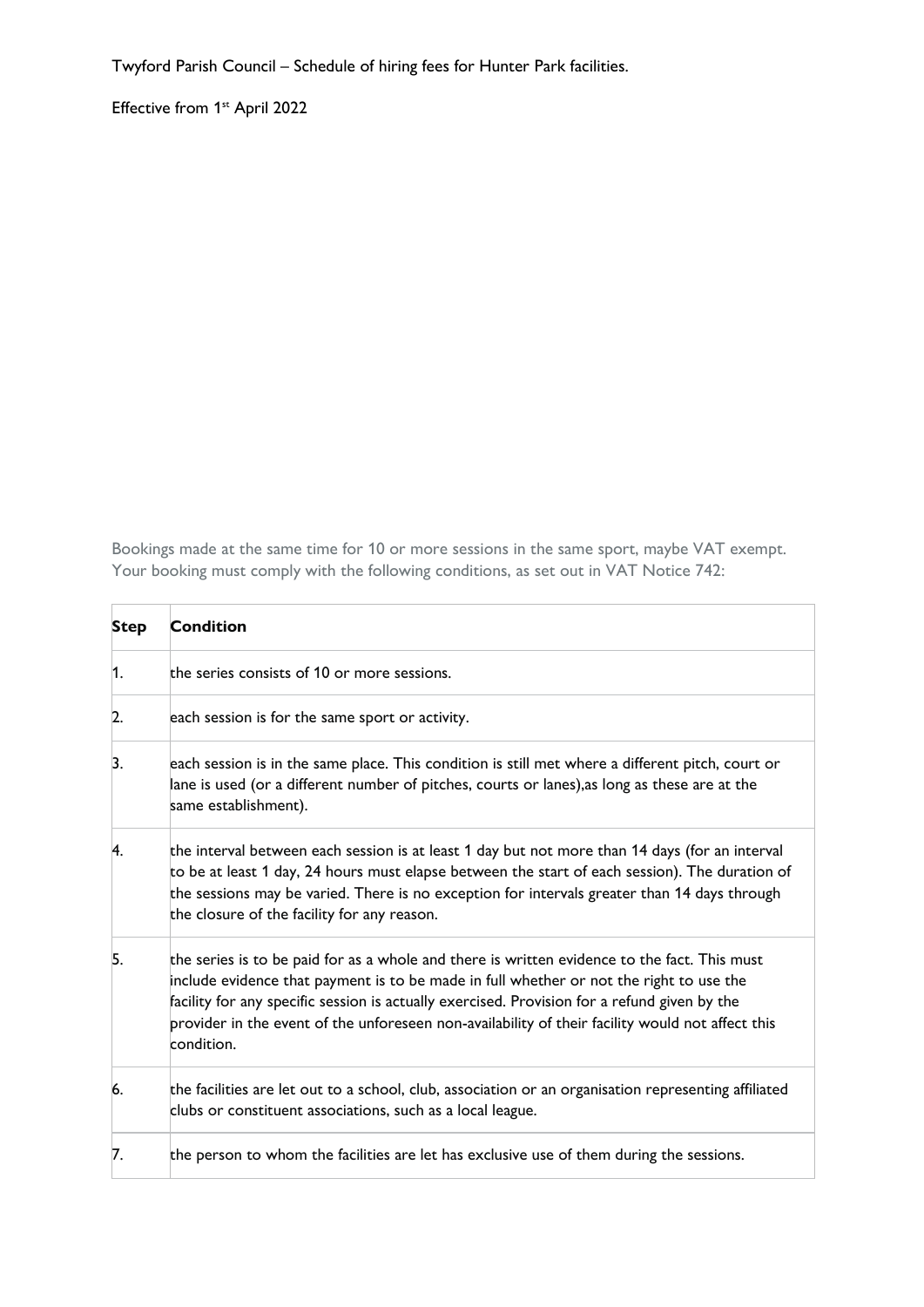Twyford Parish Council – Schedule of hiring fees for Hunter Park facilities.

Effective from 1st April 2022

Bookings made at the same time for 10 or more sessions in the same sport, maybe VAT exempt. Your booking must comply with the following conditions, as set out in VAT Notice 742:

| Step | Condition |
|---|---|
| 1. | the series consists of 10 or more sessions. |
| 2. | each session is for the same sport or activity. |
| 3. | each session is in the same place. This condition is still met where a different pitch, court or lane is used (or a different number of pitches, courts or lanes),as long as these are at the same establishment). |
| 4. | the interval between each session is at least 1 day but not more than 14 days (for an interval to be at least 1 day, 24 hours must elapse between the start of each session). The duration of the sessions may be varied. There is no exception for intervals greater than 14 days through the closure of the facility for any reason. |
| 5. | the series is to be paid for as a whole and there is written evidence to the fact. This must include evidence that payment is to be made in full whether or not the right to use the facility for any specific session is actually exercised. Provision for a refund given by the provider in the event of the unforeseen non-availability of their facility would not affect this condition. |
| 6. | the facilities are let out to a school, club, association or an organisation representing affiliated clubs or constituent associations, such as a local league. |
| 7. | the person to whom the facilities are let has exclusive use of them during the sessions. |